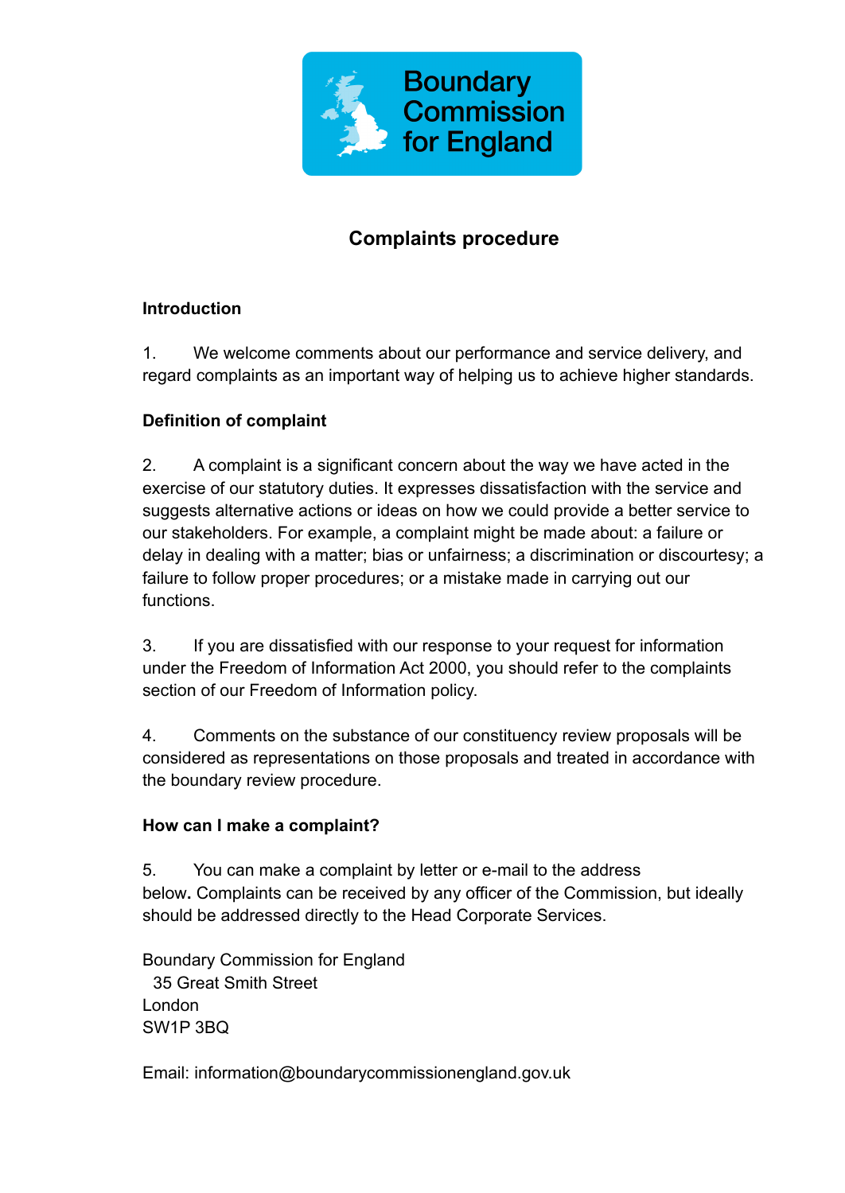Boundary Commission for England

# Complaints procedure

## Introduction

1. We welcome comments about our performance and service delivery, and regard complaints as an important way of helping us to achieve higher standards.

## Definition of complaint

2. A complaint is a significant concern about the way we have acted in the exercise of our statutory duties. It expresses dissatisfaction with the service and suggests alternative actions or ideas on how we could provide a better service to our stakeholders. For example, a complaint might be made about: a failure or delay in dealing with a matter; bias or unfairness; a discrimination or discourtesy; a failure to follow proper procedures; or a mistake made in carrying out our functions.

3. If you are dissatisfied with our response to your request for information under the Freedom of Information Act 2000, you should refer to the complaints section of our Freedom of Information policy.

4. Comments on the substance of our constituency review proposals will be considered as representations on those proposals and treated in accordance with the boundary review procedure.

## How can I make a complaint?

5. You can make a complaint by letter or e-mail to the address below**.** Complaints can be received by any officer of the Commission, but ideally should be addressed directly to the Head Corporate Services.

Boundary Commission for England
35 Great Smith Street
London
SW1P 3BQ

Email: information@boundarycommissionengland.gov.uk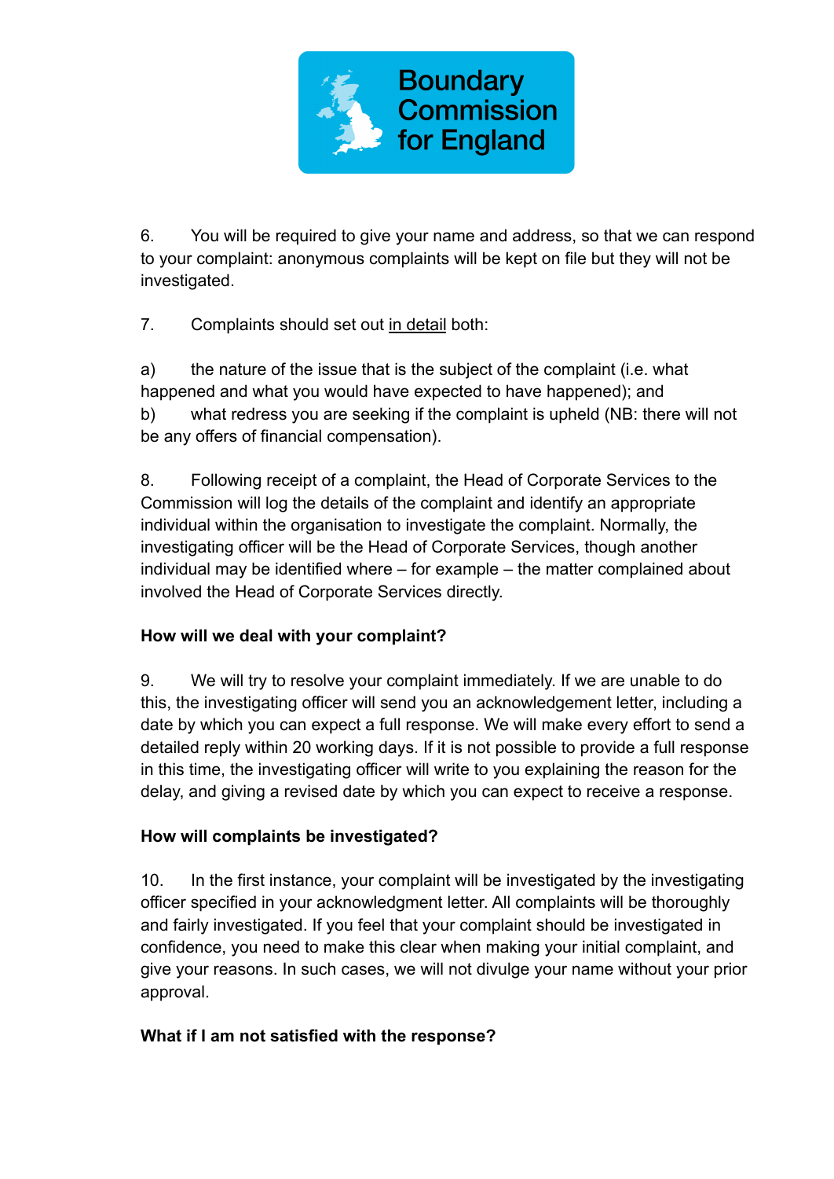6. You will be required to give your name and address, so that we can respond to your complaint: anonymous complaints will be kept on file but they will not be investigated.

7. Complaints should set out <u>in detail</u> both:

a) the nature of the issue that is the subject of the complaint (i.e. what happened and what you would have expected to have happened); and
b) what redress you are seeking if the complaint is upheld (NB: there will not be any offers of financial compensation).

8. Following receipt of a complaint, the Head of Corporate Services to the Commission will log the details of the complaint and identify an appropriate individual within the organisation to investigate the complaint. Normally, the investigating officer will be the Head of Corporate Services, though another individual may be identified where – for example – the matter complained about involved the Head of Corporate Services directly.

**How will we deal with your complaint?**

9. We will try to resolve your complaint immediately. If we are unable to do this, the investigating officer will send you an acknowledgement letter, including a date by which you can expect a full response. We will make every effort to send a detailed reply within 20 working days. If it is not possible to provide a full response in this time, the investigating officer will write to you explaining the reason for the delay, and giving a revised date by which you can expect to receive a response.

**How will complaints be investigated?**

10. In the first instance, your complaint will be investigated by the investigating officer specified in your acknowledgment letter. All complaints will be thoroughly and fairly investigated. If you feel that your complaint should be investigated in confidence, you need to make this clear when making your initial complaint, and give your reasons. In such cases, we will not divulge your name without your prior approval.

**What if I am not satisfied with the response?**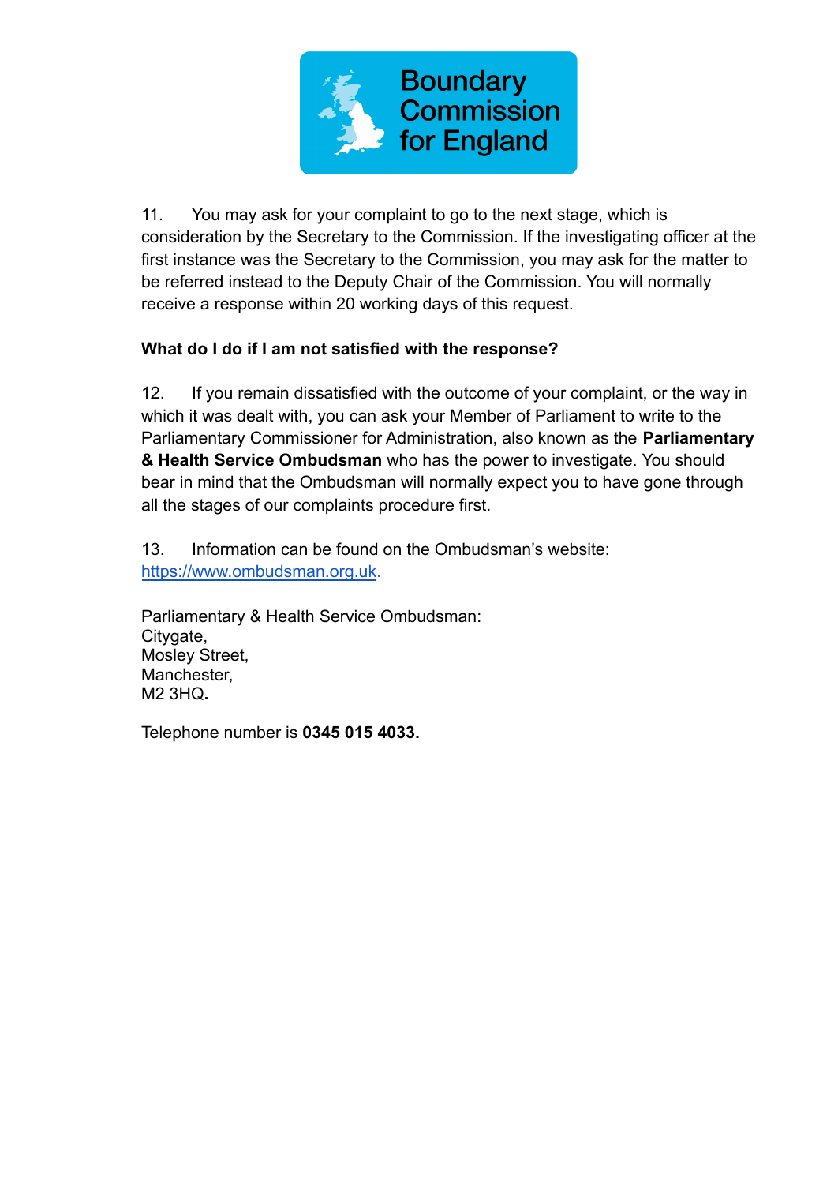11. You may ask for your complaint to go to the next stage, which is consideration by the Secretary to the Commission. If the investigating officer at the first instance was the Secretary to the Commission, you may ask for the matter to be referred instead to the Deputy Chair of the Commission. You will normally receive a response within 20 working days of this request.

**What do I do if I am not satisfied with the response?**

12. If you remain dissatisfied with the outcome of your complaint, or the way in which it was dealt with, you can ask your Member of Parliament to write to the Parliamentary Commissioner for Administration, also known as the **Parliamentary & Health Service Ombudsman** who has the power to investigate. You should bear in mind that the Ombudsman will normally expect you to have gone through all the stages of our complaints procedure first.

13. Information can be found on the Ombudsman's website: https://www.ombudsman.org.uk.

Parliamentary & Health Service Ombudsman:
Citygate,
Mosley Street,
Manchester,
M2 3HQ**.**

Telephone number is **0345 015 4033.**